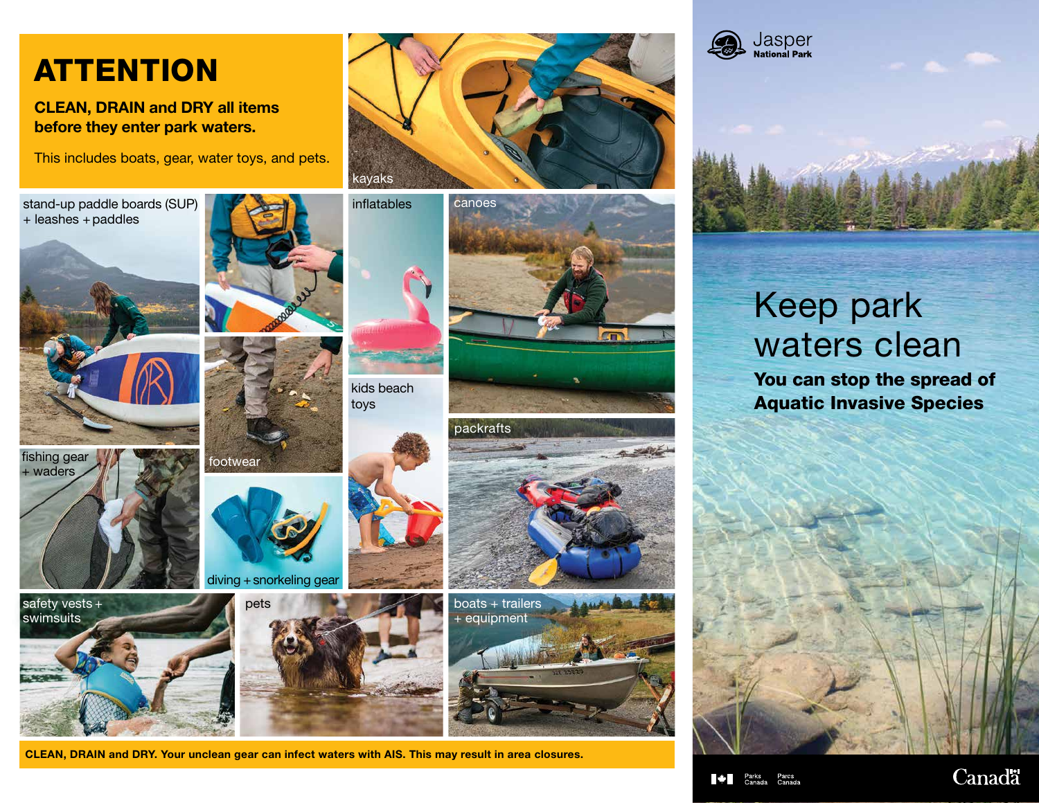# ATTENTION

**CLEAN, DRAIN and DRY all items before they enter park waters.**

This includes boats, gear, water toys, and pets.

kayaks

stand-up paddle boards (SUP) + leashes + paddles

inflatables

canoes

kids beach toys

fishing gear + waders

footwear

packrafts

diving + snorkeling gear

safety vests + swimsuits

pets

boats + trailers + equipment

**CLEAN, DRAIN and DRY. Your unclean gear can infect waters with AIS. This may result in area closures.**

Jasper
**National Park**

# Keep park waters clean

## You can stop the spread of Aquatic Invasive Species

Parks Canada | Parcs Canada

Canadä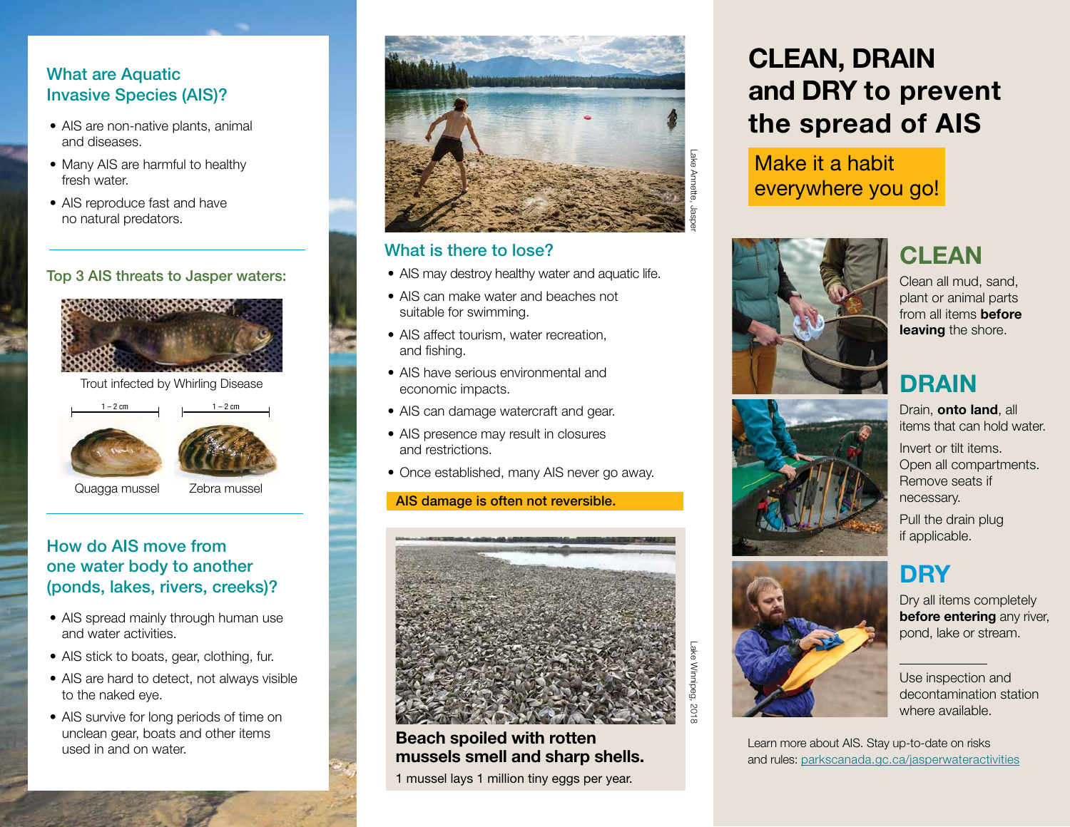## What are Aquatic Invasive Species (AIS)?

- AIS are non-native plants, animal and diseases.
- Many AIS are harmful to healthy fresh water.
- AIS reproduce fast and have no natural predators.

### Top 3 AIS threats to Jasper waters:

Trout infected by Whirling Disease

1 – 2 cm

1 – 2 cm

Quagga mussel

Zebra mussel

## How do AIS move from one water body to another (ponds, lakes, rivers, creeks)?

- AIS spread mainly through human use and water activities.
- AIS stick to boats, gear, clothing, fur.
- AIS are hard to detect, not always visible to the naked eye.
- AIS survive for long periods of time on unclean gear, boats and other items used in and on water.

Lake Annette, Jasper

## What is there to lose?

- AIS may destroy healthy water and aquatic life.
- AIS can make water and beaches not suitable for swimming.
- AIS affect tourism, water recreation, and fishing.
- AIS have serious environmental and economic impacts.
- AIS can damage watercraft and gear.
- AIS presence may result in closures and restrictions.
- Once established, many AIS never go away.

**AIS damage is often not reversible.**

Lake Winnipeg, 2018

**Beach spoiled with rotten mussels smell and sharp shells.**

1 mussel lays 1 million tiny eggs per year.

# CLEAN, DRAIN and DRY to prevent the spread of AIS

Make it a habit everywhere you go!

## CLEAN

Clean all mud, sand, plant or animal parts from all items **before leaving** the shore.

## DRAIN

Drain, **onto land**, all items that can hold water.

Invert or tilt items. Open all compartments. Remove seats if necessary.

Pull the drain plug if applicable.

## DRY

Dry all items completely **before entering** any river, pond, lake or stream.

Use inspection and decontamination station where available.

Learn more about AIS. Stay up-to-date on risks and rules: parkscanada.gc.ca/jasperwateractivities